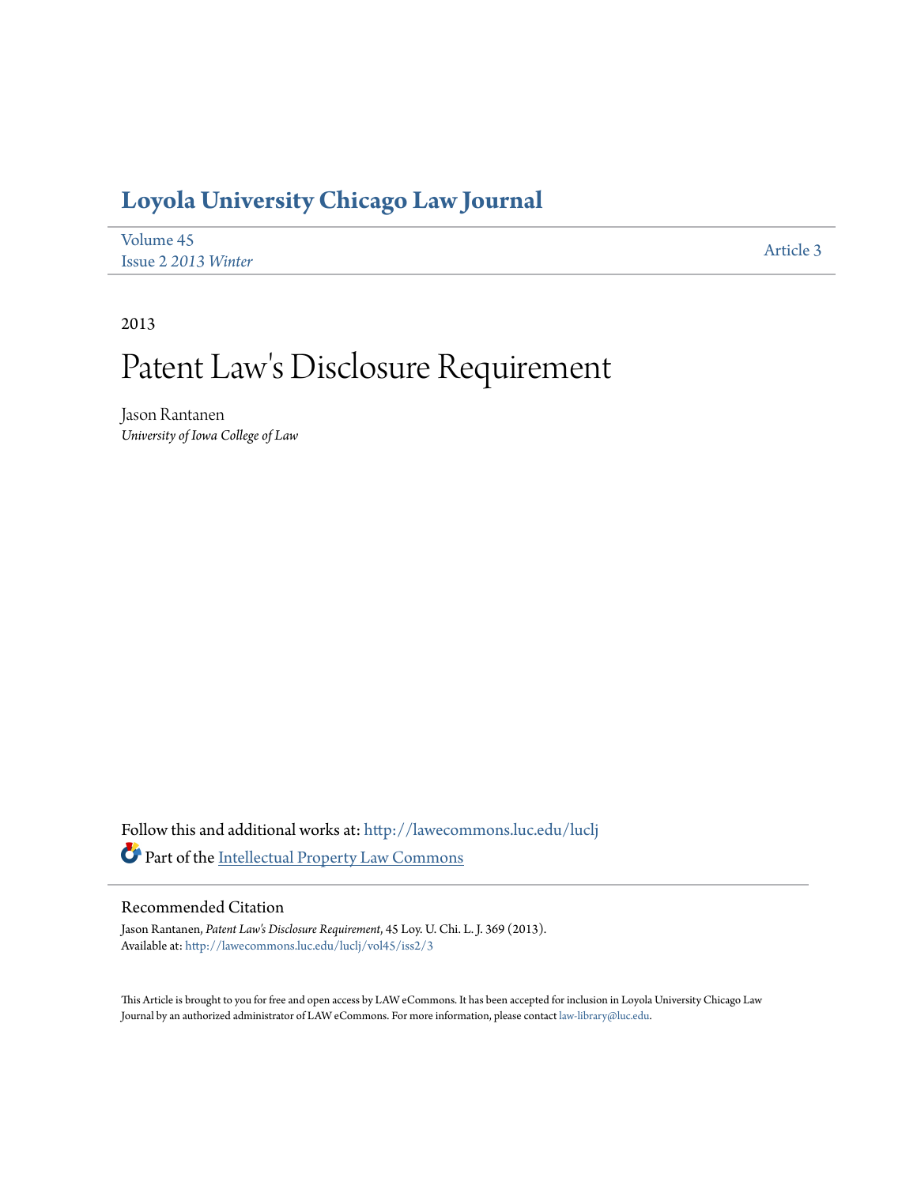# Loyola University Chicago Law Journal

Volume 45
Issue 2 *2013 Winter*

Article 3

2013

# Patent Law's Disclosure Requirement

Jason Rantanen
*University of Iowa College of Law*

Follow this and additional works at: http://lawecommons.luc.edu/luclj

Part of the Intellectual Property Law Commons

## Recommended Citation

Jason Rantanen, *Patent Law's Disclosure Requirement*, 45 Loy. U. Chi. L. J. 369 (2013).
Available at: http://lawecommons.luc.edu/luclj/vol45/iss2/3

This Article is brought to you for free and open access by LAW eCommons. It has been accepted for inclusion in Loyola University Chicago Law Journal by an authorized administrator of LAW eCommons. For more information, please contact law-library@luc.edu.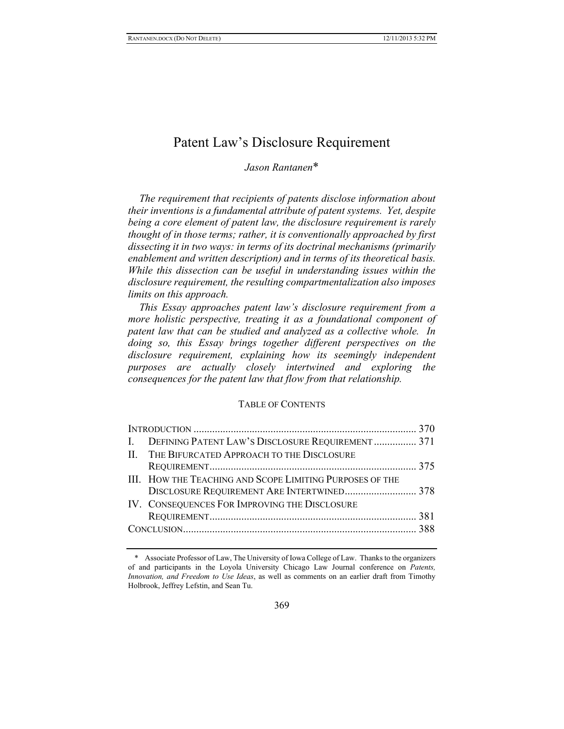# Patent Law's Disclosure Requirement

*Jason Rantanen*[*]

*The requirement that recipients of patents disclose information about their inventions is a fundamental attribute of patent systems. Yet, despite being a core element of patent law, the disclosure requirement is rarely thought of in those terms; rather, it is conventionally approached by first dissecting it in two ways: in terms of its doctrinal mechanisms (primarily enablement and written description) and in terms of its theoretical basis. While this dissection can be useful in understanding issues within the disclosure requirement, the resulting compartmentalization also imposes limits on this approach.*

*This Essay approaches patent law's disclosure requirement from a more holistic perspective, treating it as a foundational component of patent law that can be studied and analyzed as a collective whole. In doing so, this Essay brings together different perspectives on the disclosure requirement, explaining how its seemingly independent purposes are actually closely intertwined and exploring the consequences for the patent law that flow from that relationship.*

TABLE OF CONTENTS

| | |
|---|---|
| INTRODUCTION | 370 |
| I. DEFINING PATENT LAW'S DISCLOSURE REQUIREMENT | 371 |
| II. THE BIFURCATED APPROACH TO THE DISCLOSURE REQUIREMENT | 375 |
| III. HOW THE TEACHING AND SCOPE LIMITING PURPOSES OF THE DISCLOSURE REQUIREMENT ARE INTERTWINED | 378 |
| IV. CONSEQUENCES FOR IMPROVING THE DISCLOSURE REQUIREMENT | 381 |
| CONCLUSION | 388 |

[*] Associate Professor of Law, The University of Iowa College of Law. Thanks to the organizers of and participants in the Loyola University Chicago Law Journal conference on *Patents, Innovation, and Freedom to Use Ideas*, as well as comments on an earlier draft from Timothy Holbrook, Jeffrey Lefstin, and Sean Tu.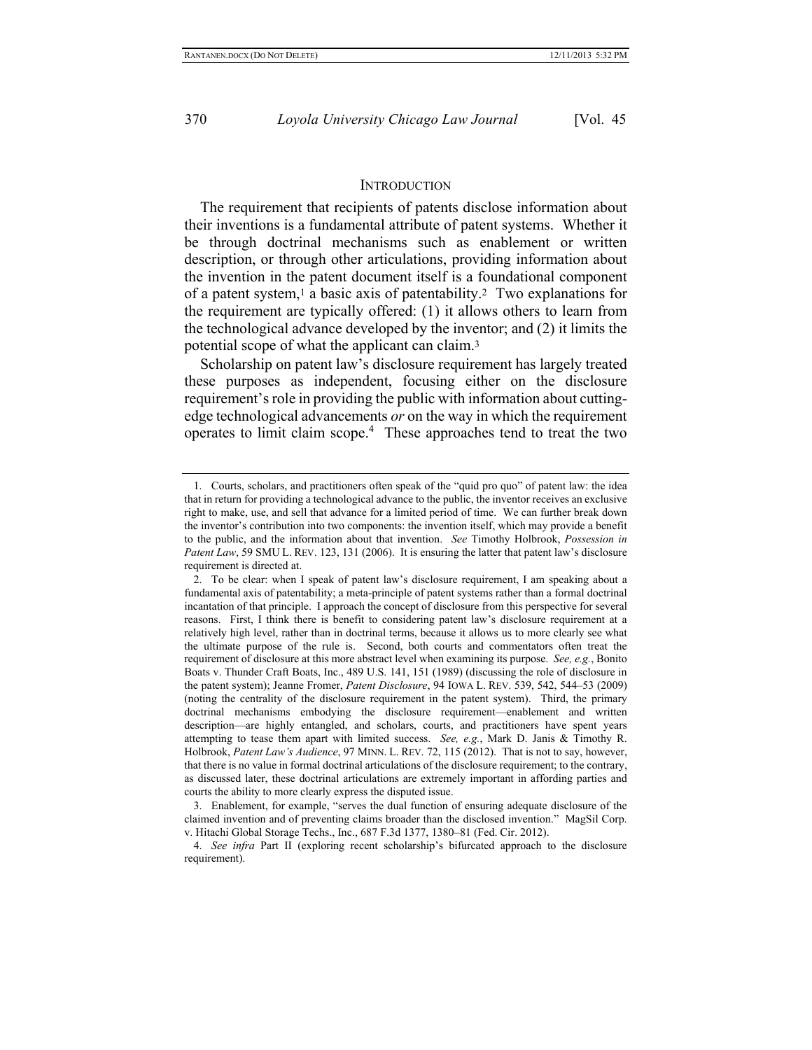## INTRODUCTION

The requirement that recipients of patents disclose information about their inventions is a fundamental attribute of patent systems. Whether it be through doctrinal mechanisms such as enablement or written description, or through other articulations, providing information about the invention in the patent document itself is a foundational component of a patent system,[1] a basic axis of patentability.[2] Two explanations for the requirement are typically offered: (1) it allows others to learn from the technological advance developed by the inventor; and (2) it limits the potential scope of what the applicant can claim.[3]

Scholarship on patent law's disclosure requirement has largely treated these purposes as independent, focusing either on the disclosure requirement's role in providing the public with information about cutting-edge technological advancements *or* on the way in which the requirement operates to limit claim scope.[4] These approaches tend to treat the two

---

1. Courts, scholars, and practitioners often speak of the "quid pro quo" of patent law: the idea that in return for providing a technological advance to the public, the inventor receives an exclusive right to make, use, and sell that advance for a limited period of time. We can further break down the inventor's contribution into two components: the invention itself, which may provide a benefit to the public, and the information about that invention. *See* Timothy Holbrook, *Possession in Patent Law*, 59 SMU L. REV. 123, 131 (2006). It is ensuring the latter that patent law's disclosure requirement is directed at.

2. To be clear: when I speak of patent law's disclosure requirement, I am speaking about a fundamental axis of patentability; a meta-principle of patent systems rather than a formal doctrinal incantation of that principle. I approach the concept of disclosure from this perspective for several reasons. First, I think there is benefit to considering patent law's disclosure requirement at a relatively high level, rather than in doctrinal terms, because it allows us to more clearly see what the ultimate purpose of the rule is. Second, both courts and commentators often treat the requirement of disclosure at this more abstract level when examining its purpose. *See, e.g.*, Bonito Boats v. Thunder Craft Boats, Inc., 489 U.S. 141, 151 (1989) (discussing the role of disclosure in the patent system); Jeanne Fromer, *Patent Disclosure*, 94 IOWA L. REV. 539, 542, 544–53 (2009) (noting the centrality of the disclosure requirement in the patent system). Third, the primary doctrinal mechanisms embodying the disclosure requirement—enablement and written description—are highly entangled, and scholars, courts, and practitioners have spent years attempting to tease them apart with limited success. *See, e.g.*, Mark D. Janis & Timothy R. Holbrook, *Patent Law's Audience*, 97 MINN. L. REV. 72, 115 (2012). That is not to say, however, that there is no value in formal doctrinal articulations of the disclosure requirement; to the contrary, as discussed later, these doctrinal articulations are extremely important in affording parties and courts the ability to more clearly express the disputed issue.

3. Enablement, for example, "serves the dual function of ensuring adequate disclosure of the claimed invention and of preventing claims broader than the disclosed invention." MagSil Corp. v. Hitachi Global Storage Techs., Inc., 687 F.3d 1377, 1380–81 (Fed. Cir. 2012).

4. *See infra* Part II (exploring recent scholarship's bifurcated approach to the disclosure requirement).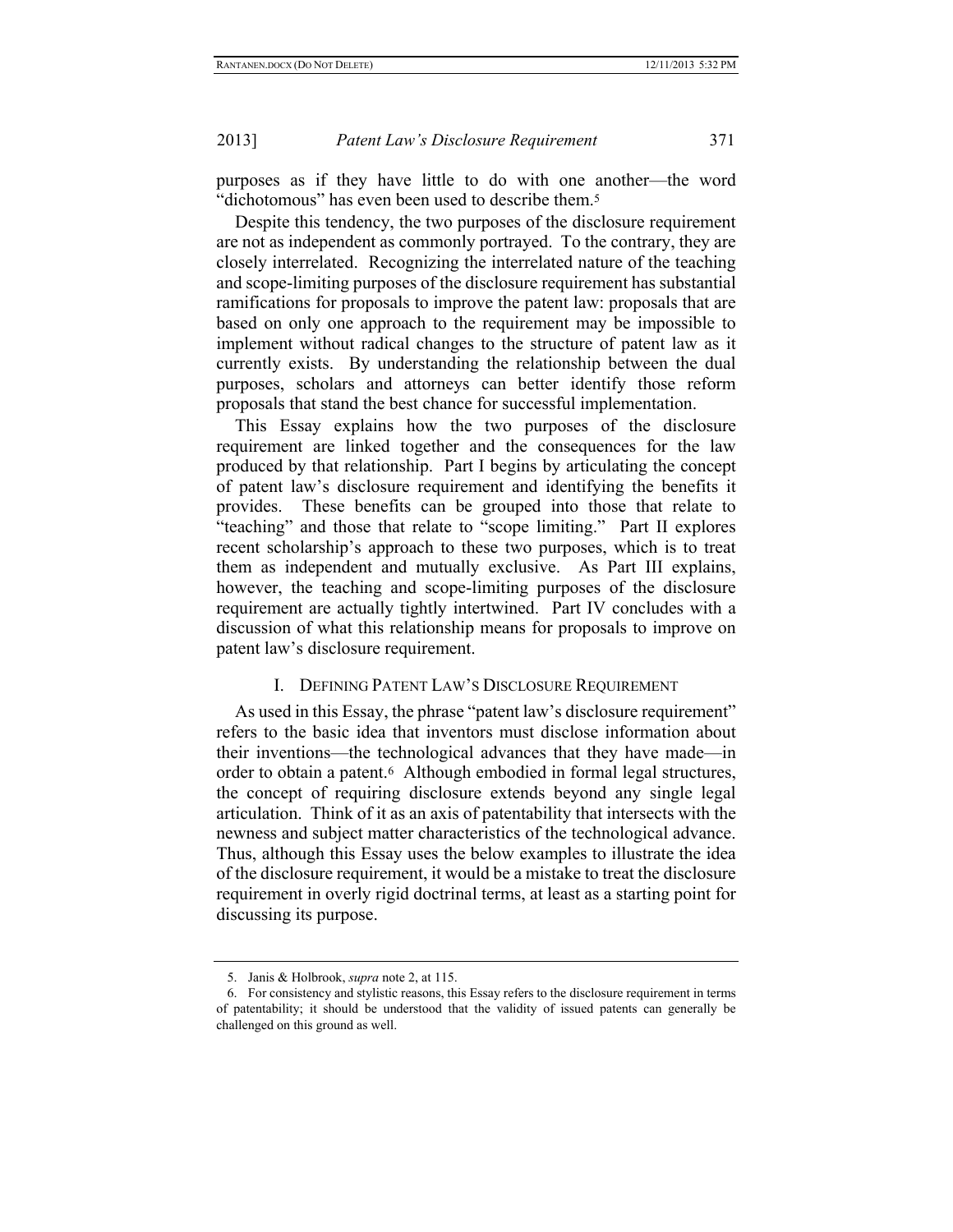purposes as if they have little to do with one another—the word "dichotomous" has even been used to describe them.[5]

Despite this tendency, the two purposes of the disclosure requirement are not as independent as commonly portrayed. To the contrary, they are closely interrelated. Recognizing the interrelated nature of the teaching and scope-limiting purposes of the disclosure requirement has substantial ramifications for proposals to improve the patent law: proposals that are based on only one approach to the requirement may be impossible to implement without radical changes to the structure of patent law as it currently exists. By understanding the relationship between the dual purposes, scholars and attorneys can better identify those reform proposals that stand the best chance for successful implementation.

This Essay explains how the two purposes of the disclosure requirement are linked together and the consequences for the law produced by that relationship. Part I begins by articulating the concept of patent law's disclosure requirement and identifying the benefits it provides. These benefits can be grouped into those that relate to "teaching" and those that relate to "scope limiting." Part II explores recent scholarship's approach to these two purposes, which is to treat them as independent and mutually exclusive. As Part III explains, however, the teaching and scope-limiting purposes of the disclosure requirement are actually tightly intertwined. Part IV concludes with a discussion of what this relationship means for proposals to improve on patent law's disclosure requirement.

## I. Defining Patent Law's Disclosure Requirement

As used in this Essay, the phrase "patent law's disclosure requirement" refers to the basic idea that inventors must disclose information about their inventions—the technological advances that they have made—in order to obtain a patent.[6] Although embodied in formal legal structures, the concept of requiring disclosure extends beyond any single legal articulation. Think of it as an axis of patentability that intersects with the newness and subject matter characteristics of the technological advance. Thus, although this Essay uses the below examples to illustrate the idea of the disclosure requirement, it would be a mistake to treat the disclosure requirement in overly rigid doctrinal terms, at least as a starting point for discussing its purpose.

---

5. Janis & Holbrook, *supra* note 2, at 115.

6. For consistency and stylistic reasons, this Essay refers to the disclosure requirement in terms of patentability; it should be understood that the validity of issued patents can generally be challenged on this ground as well.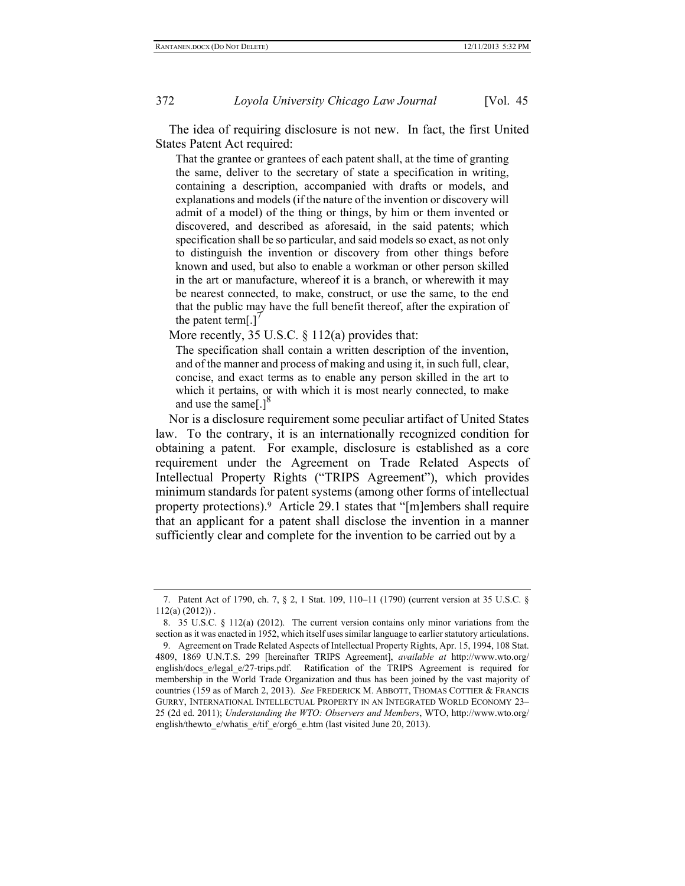The idea of requiring disclosure is not new. In fact, the first United States Patent Act required:

> That the grantee or grantees of each patent shall, at the time of granting the same, deliver to the secretary of state a specification in writing, containing a description, accompanied with drafts or models, and explanations and models (if the nature of the invention or discovery will admit of a model) of the thing or things, by him or them invented or discovered, and described as aforesaid, in the said patents; which specification shall be so particular, and said models so exact, as not only to distinguish the invention or discovery from other things before known and used, but also to enable a workman or other person skilled in the art or manufacture, whereof it is a branch, or wherewith it may be nearest connected, to make, construct, or use the same, to the end that the public may have the full benefit thereof, after the expiration of the patent term[.][7]

More recently, 35 U.S.C. § 112(a) provides that:

> The specification shall contain a written description of the invention, and of the manner and process of making and using it, in such full, clear, concise, and exact terms as to enable any person skilled in the art to which it pertains, or with which it is most nearly connected, to make and use the same[.][8]

Nor is a disclosure requirement some peculiar artifact of United States law. To the contrary, it is an internationally recognized condition for obtaining a patent. For example, disclosure is established as a core requirement under the Agreement on Trade Related Aspects of Intellectual Property Rights ("TRIPS Agreement"), which provides minimum standards for patent systems (among other forms of intellectual property protections).[9] Article 29.1 states that "[m]embers shall require that an applicant for a patent shall disclose the invention in a manner sufficiently clear and complete for the invention to be carried out by a

---

7. Patent Act of 1790, ch. 7, § 2, 1 Stat. 109, 110–11 (1790) (current version at 35 U.S.C. § 112(a) (2012)) .

8. 35 U.S.C. § 112(a) (2012). The current version contains only minor variations from the section as it was enacted in 1952, which itself uses similar language to earlier statutory articulations.

9. Agreement on Trade Related Aspects of Intellectual Property Rights, Apr. 15, 1994, 108 Stat. 4809, 1869 U.N.T.S. 299 [hereinafter TRIPS Agreement], *available at* http://www.wto.org/english/docs_e/legal_e/27-trips.pdf. Ratification of the TRIPS Agreement is required for membership in the World Trade Organization and thus has been joined by the vast majority of countries (159 as of March 2, 2013). *See* FREDERICK M. ABBOTT, THOMAS COTTIER & FRANCIS GURRY, INTERNATIONAL INTELLECTUAL PROPERTY IN AN INTEGRATED WORLD ECONOMY 23–25 (2d ed. 2011); *Understanding the WTO: Observers and Members*, WTO, http://www.wto.org/english/thewto_e/whatis_e/tif_e/org6_e.htm (last visited June 20, 2013).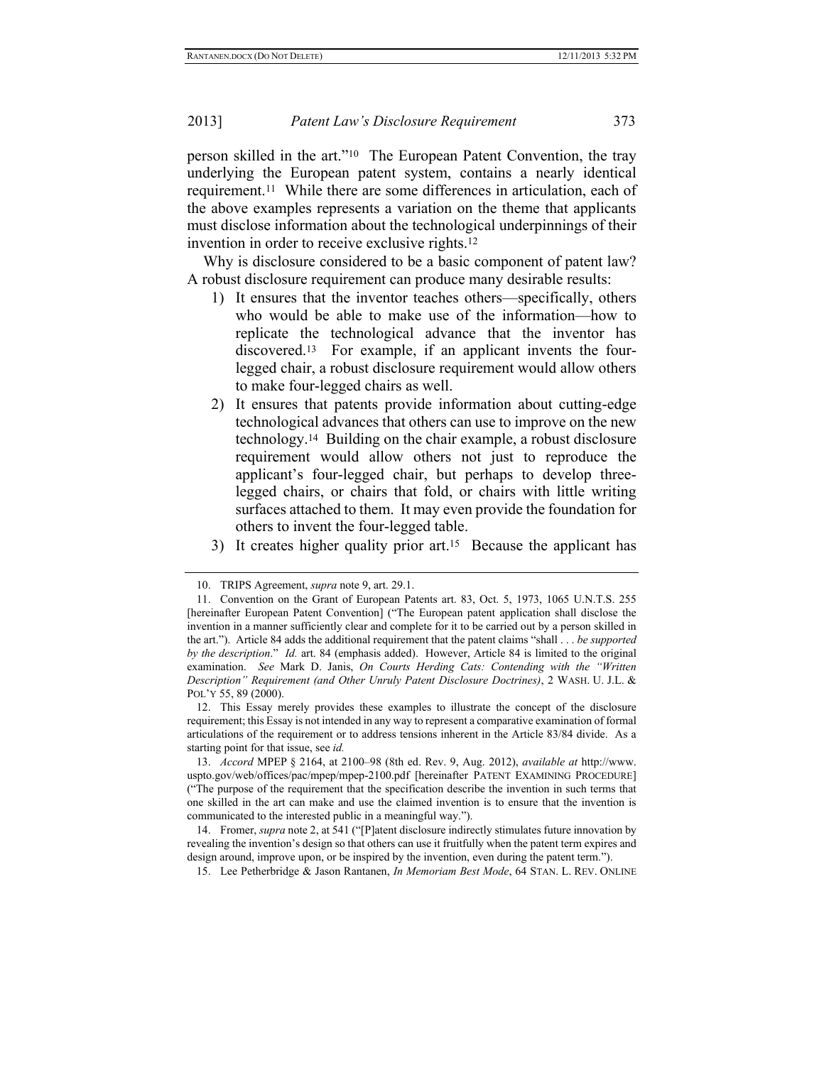person skilled in the art."[10] The European Patent Convention, the tray underlying the European patent system, contains a nearly identical requirement.[11] While there are some differences in articulation, each of the above examples represents a variation on the theme that applicants must disclose information about the technological underpinnings of their invention in order to receive exclusive rights.[12]

Why is disclosure considered to be a basic component of patent law? A robust disclosure requirement can produce many desirable results:

1) It ensures that the inventor teaches others—specifically, others who would be able to make use of the information—how to replicate the technological advance that the inventor has discovered.[13] For example, if an applicant invents the four-legged chair, a robust disclosure requirement would allow others to make four-legged chairs as well.
2) It ensures that patents provide information about cutting-edge technological advances that others can use to improve on the new technology.[14] Building on the chair example, a robust disclosure requirement would allow others not just to reproduce the applicant's four-legged chair, but perhaps to develop three-legged chairs, or chairs that fold, or chairs with little writing surfaces attached to them. It may even provide the foundation for others to invent the four-legged table.
3) It creates higher quality prior art.[15] Because the applicant has

---

10. TRIPS Agreement, *supra* note 9, art. 29.1.

11. Convention on the Grant of European Patents art. 83, Oct. 5, 1973, 1065 U.N.T.S. 255 [hereinafter European Patent Convention] ("The European patent application shall disclose the invention in a manner sufficiently clear and complete for it to be carried out by a person skilled in the art."). Article 84 adds the additional requirement that the patent claims "shall . . . *be supported by the description*." *Id.* art. 84 (emphasis added). However, Article 84 is limited to the original examination. *See* Mark D. Janis, *On Courts Herding Cats: Contending with the "Written Description" Requirement (and Other Unruly Patent Disclosure Doctrines)*, 2 WASH. U. J.L. & POL'Y 55, 89 (2000).

12. This Essay merely provides these examples to illustrate the concept of the disclosure requirement; this Essay is not intended in any way to represent a comparative examination of formal articulations of the requirement or to address tensions inherent in the Article 83/84 divide. As a starting point for that issue, see *id.*

13. *Accord* MPEP § 2164, at 2100–98 (8th ed. Rev. 9, Aug. 2012), *available at* http://www.uspto.gov/web/offices/pac/mpep/mpep-2100.pdf [hereinafter PATENT EXAMINING PROCEDURE] ("The purpose of the requirement that the specification describe the invention in such terms that one skilled in the art can make and use the claimed invention is to ensure that the invention is communicated to the interested public in a meaningful way.").

14. Fromer, *supra* note 2, at 541 ("[P]atent disclosure indirectly stimulates future innovation by revealing the invention's design so that others can use it fruitfully when the patent term expires and design around, improve upon, or be inspired by the invention, even during the patent term.").

15. Lee Petherbridge & Jason Rantanen, *In Memoriam Best Mode*, 64 STAN. L. REV. ONLINE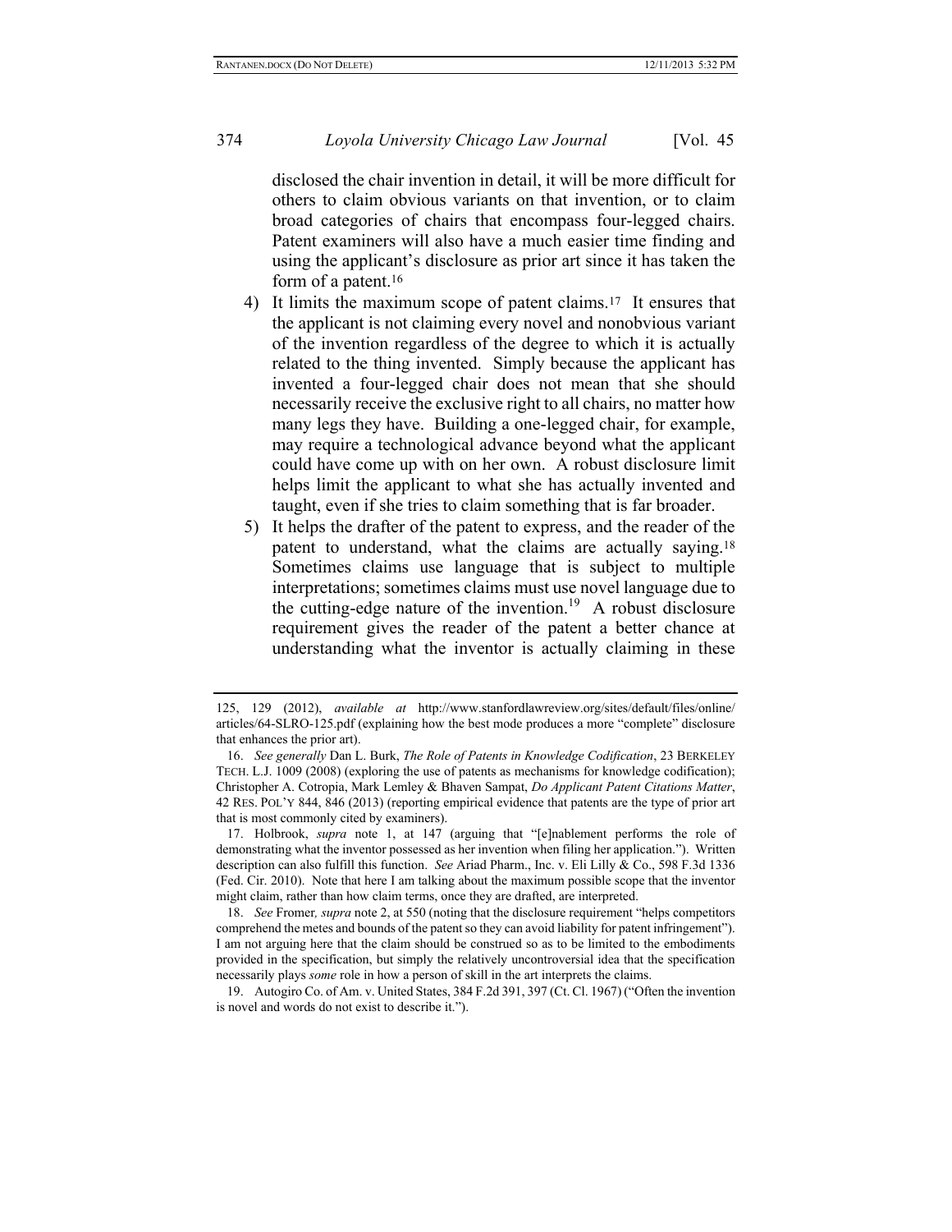disclosed the chair invention in detail, it will be more difficult for others to claim obvious variants on that invention, or to claim broad categories of chairs that encompass four-legged chairs. Patent examiners will also have a much easier time finding and using the applicant's disclosure as prior art since it has taken the form of a patent.[16]

4) It limits the maximum scope of patent claims.[17] It ensures that the applicant is not claiming every novel and nonobvious variant of the invention regardless of the degree to which it is actually related to the thing invented. Simply because the applicant has invented a four-legged chair does not mean that she should necessarily receive the exclusive right to all chairs, no matter how many legs they have. Building a one-legged chair, for example, may require a technological advance beyond what the applicant could have come up with on her own. A robust disclosure limit helps limit the applicant to what she has actually invented and taught, even if she tries to claim something that is far broader.

5) It helps the drafter of the patent to express, and the reader of the patent to understand, what the claims are actually saying.[18] Sometimes claims use language that is subject to multiple interpretations; sometimes claims must use novel language due to the cutting-edge nature of the invention.[19] A robust disclosure requirement gives the reader of the patent a better chance at understanding what the inventor is actually claiming in these

---

125, 129 (2012), *available at* http://www.stanfordlawreview.org/sites/default/files/online/articles/64-SLRO-125.pdf (explaining how the best mode produces a more "complete" disclosure that enhances the prior art).

16. *See generally* Dan L. Burk, *The Role of Patents in Knowledge Codification*, 23 BERKELEY TECH. L.J. 1009 (2008) (exploring the use of patents as mechanisms for knowledge codification); Christopher A. Cotropia, Mark Lemley & Bhaven Sampat, *Do Applicant Patent Citations Matter*, 42 RES. POL'Y 844, 846 (2013) (reporting empirical evidence that patents are the type of prior art that is most commonly cited by examiners).

17. Holbrook, *supra* note 1, at 147 (arguing that "[e]nablement performs the role of demonstrating what the inventor possessed as her invention when filing her application."). Written description can also fulfill this function. *See* Ariad Pharm., Inc. v. Eli Lilly & Co., 598 F.3d 1336 (Fed. Cir. 2010). Note that here I am talking about the maximum possible scope that the inventor might claim, rather than how claim terms, once they are drafted, are interpreted.

18. *See* Fromer*, supra* note 2, at 550 (noting that the disclosure requirement "helps competitors comprehend the metes and bounds of the patent so they can avoid liability for patent infringement"). I am not arguing here that the claim should be construed so as to be limited to the embodiments provided in the specification, but simply the relatively uncontroversial idea that the specification necessarily plays *some* role in how a person of skill in the art interprets the claims.

19. Autogiro Co. of Am. v. United States, 384 F.2d 391, 397 (Ct. Cl. 1967) ("Often the invention is novel and words do not exist to describe it.").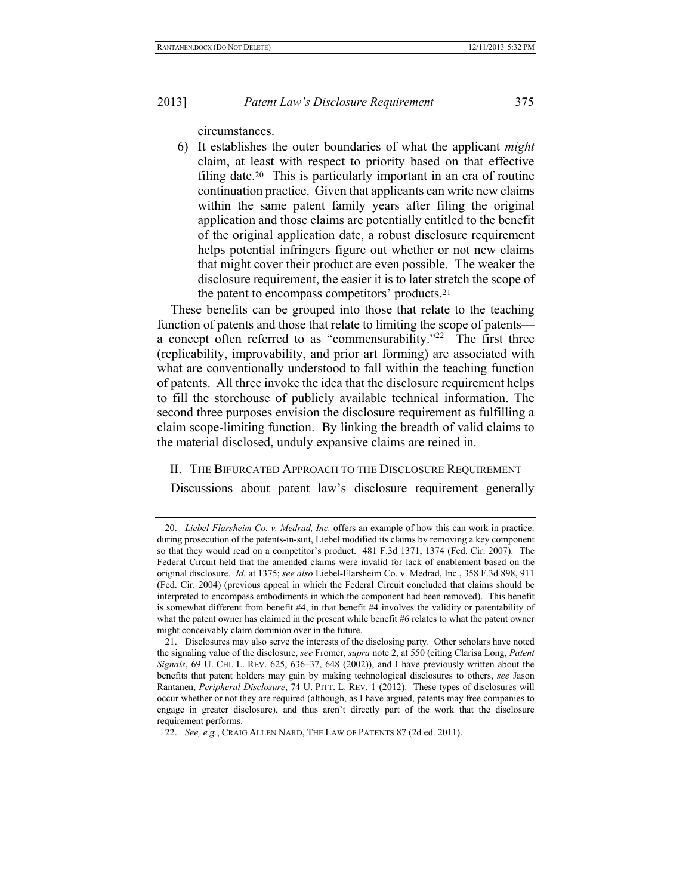circumstances.

6) It establishes the outer boundaries of what the applicant *might* claim, at least with respect to priority based on that effective filing date.[20] This is particularly important in an era of routine continuation practice. Given that applicants can write new claims within the same patent family years after filing the original application and those claims are potentially entitled to the benefit of the original application date, a robust disclosure requirement helps potential infringers figure out whether or not new claims that might cover their product are even possible. The weaker the disclosure requirement, the easier it is to later stretch the scope of the patent to encompass competitors' products.[21]

These benefits can be grouped into those that relate to the teaching function of patents and those that relate to limiting the scope of patents—a concept often referred to as "commensurability."[22] The first three (replicability, improvability, and prior art forming) are associated with what are conventionally understood to fall within the teaching function of patents. All three invoke the idea that the disclosure requirement helps to fill the storehouse of publicly available technical information. The second three purposes envision the disclosure requirement as fulfilling a claim scope-limiting function. By linking the breadth of valid claims to the material disclosed, unduly expansive claims are reined in.

## II. THE BIFURCATED APPROACH TO THE DISCLOSURE REQUIREMENT

Discussions about patent law's disclosure requirement generally

---

20. *Liebel-Flarsheim Co. v. Medrad, Inc.* offers an example of how this can work in practice: during prosecution of the patents-in-suit, Liebel modified its claims by removing a key component so that they would read on a competitor's product. 481 F.3d 1371, 1374 (Fed. Cir. 2007). The Federal Circuit held that the amended claims were invalid for lack of enablement based on the original disclosure. *Id.* at 1375; *see also* Liebel-Flarsheim Co. v. Medrad, Inc., 358 F.3d 898, 911 (Fed. Cir. 2004) (previous appeal in which the Federal Circuit concluded that claims should be interpreted to encompass embodiments in which the component had been removed). This benefit is somewhat different from benefit #4, in that benefit #4 involves the validity or patentability of what the patent owner has claimed in the present while benefit #6 relates to what the patent owner might conceivably claim dominion over in the future.

21. Disclosures may also serve the interests of the disclosing party. Other scholars have noted the signaling value of the disclosure, *see* Fromer, *supra* note 2, at 550 (citing Clarisa Long, *Patent Signals*, 69 U. CHI. L. REV. 625, 636–37, 648 (2002)), and I have previously written about the benefits that patent holders may gain by making technological disclosures to others, *see* Jason Rantanen, *Peripheral Disclosure*, 74 U. PITT. L. REV. 1 (2012). These types of disclosures will occur whether or not they are required (although, as I have argued, patents may free companies to engage in greater disclosure), and thus aren't directly part of the work that the disclosure requirement performs.

22. *See, e.g.*, CRAIG ALLEN NARD, THE LAW OF PATENTS 87 (2d ed. 2011).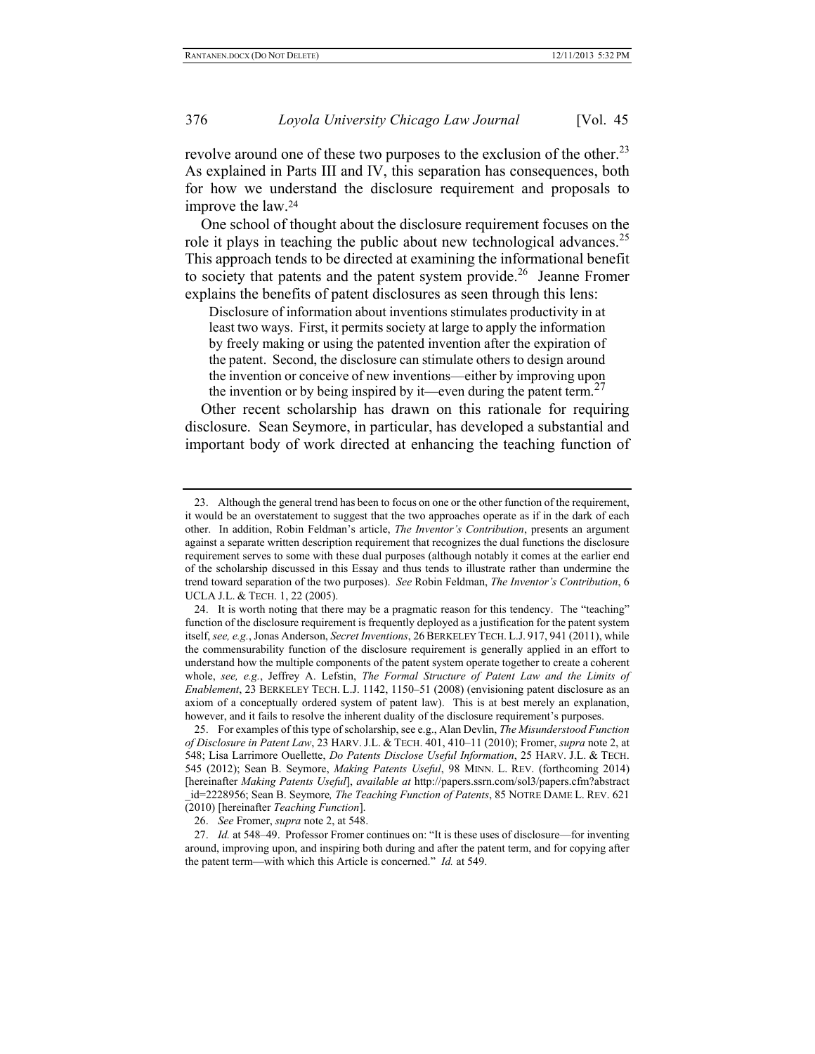revolve around one of these two purposes to the exclusion of the other.[23] As explained in Parts III and IV, this separation has consequences, both for how we understand the disclosure requirement and proposals to improve the law.[24]

One school of thought about the disclosure requirement focuses on the role it plays in teaching the public about new technological advances.[25] This approach tends to be directed at examining the informational benefit to society that patents and the patent system provide.[26] Jeanne Fromer explains the benefits of patent disclosures as seen through this lens:

> Disclosure of information about inventions stimulates productivity in at least two ways. First, it permits society at large to apply the information by freely making or using the patented invention after the expiration of the patent. Second, the disclosure can stimulate others to design around the invention or conceive of new inventions—either by improving upon the invention or by being inspired by it—even during the patent term.[27]

Other recent scholarship has drawn on this rationale for requiring disclosure. Sean Seymore, in particular, has developed a substantial and important body of work directed at enhancing the teaching function of

---

23. Although the general trend has been to focus on one or the other function of the requirement, it would be an overstatement to suggest that the two approaches operate as if in the dark of each other. In addition, Robin Feldman's article, *The Inventor's Contribution*, presents an argument against a separate written description requirement that recognizes the dual functions the disclosure requirement serves to some with these dual purposes (although notably it comes at the earlier end of the scholarship discussed in this Essay and thus tends to illustrate rather than undermine the trend toward separation of the two purposes). *See* Robin Feldman, *The Inventor's Contribution*, 6 UCLA J.L. & TECH. 1, 22 (2005).

24. It is worth noting that there may be a pragmatic reason for this tendency. The "teaching" function of the disclosure requirement is frequently deployed as a justification for the patent system itself, *see, e.g.*, Jonas Anderson, *Secret Inventions*, 26 BERKELEY TECH. L.J. 917, 941 (2011), while the commensurability function of the disclosure requirement is generally applied in an effort to understand how the multiple components of the patent system operate together to create a coherent whole, *see, e.g.*, Jeffrey A. Lefstin, *The Formal Structure of Patent Law and the Limits of Enablement*, 23 BERKELEY TECH. L.J. 1142, 1150–51 (2008) (envisioning patent disclosure as an axiom of a conceptually ordered system of patent law). This is at best merely an explanation, however, and it fails to resolve the inherent duality of the disclosure requirement's purposes.

25. For examples of this type of scholarship, see e.g., Alan Devlin, *The Misunderstood Function of Disclosure in Patent Law*, 23 HARV. J.L. & TECH. 401, 410–11 (2010); Fromer, *supra* note 2, at 548; Lisa Larrimore Ouellette, *Do Patents Disclose Useful Information*, 25 HARV. J.L. & TECH. 545 (2012); Sean B. Seymore, *Making Patents Useful*, 98 MINN. L. REV. (forthcoming 2014) [hereinafter *Making Patents Useful*], *available at* http://papers.ssrn.com/sol3/papers.cfm?abstract_id=2228956; Sean B. Seymore*, The Teaching Function of Patents*, 85 NOTRE DAME L. REV. 621 (2010) [hereinafter *Teaching Function*].

26. *See* Fromer, *supra* note 2, at 548.

27. *Id.* at 548–49. Professor Fromer continues on: "It is these uses of disclosure—for inventing around, improving upon, and inspiring both during and after the patent term, and for copying after the patent term—with which this Article is concerned." *Id.* at 549.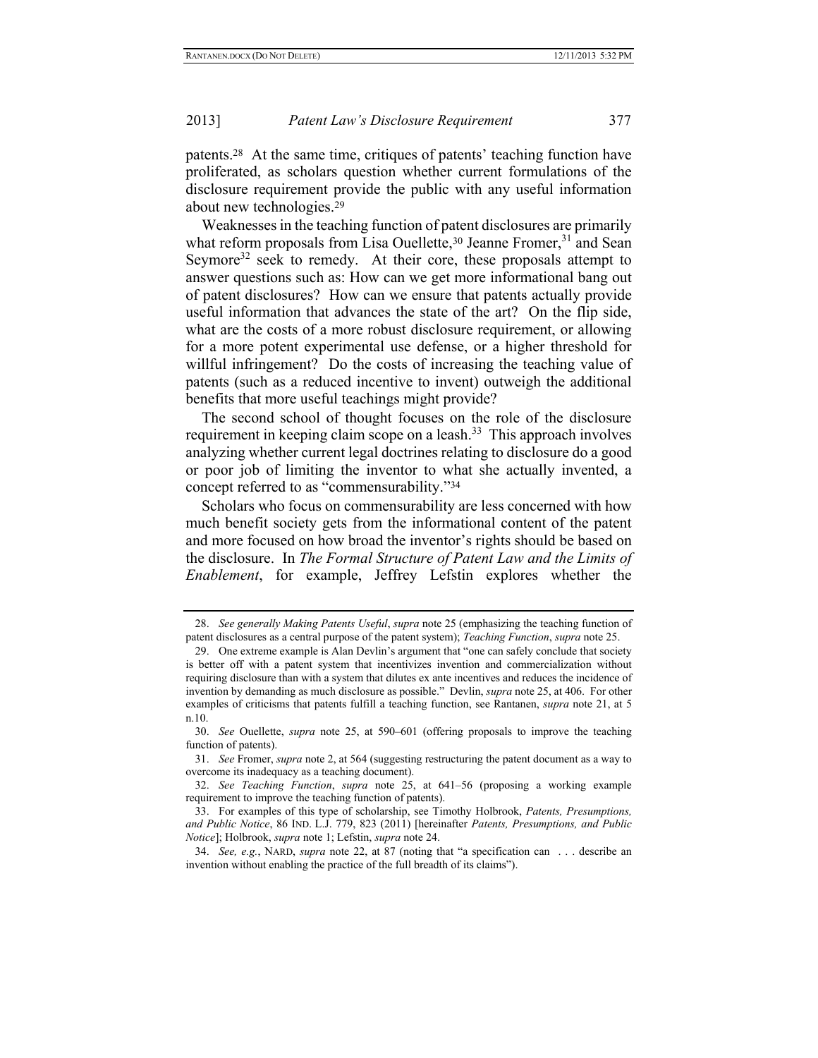patents.[28] At the same time, critiques of patents' teaching function have proliferated, as scholars question whether current formulations of the disclosure requirement provide the public with any useful information about new technologies.[29]

Weaknesses in the teaching function of patent disclosures are primarily what reform proposals from Lisa Ouellette,[30] Jeanne Fromer,[31] and Sean Seymore[32] seek to remedy. At their core, these proposals attempt to answer questions such as: How can we get more informational bang out of patent disclosures? How can we ensure that patents actually provide useful information that advances the state of the art? On the flip side, what are the costs of a more robust disclosure requirement, or allowing for a more potent experimental use defense, or a higher threshold for willful infringement? Do the costs of increasing the teaching value of patents (such as a reduced incentive to invent) outweigh the additional benefits that more useful teachings might provide?

The second school of thought focuses on the role of the disclosure requirement in keeping claim scope on a leash.[33] This approach involves analyzing whether current legal doctrines relating to disclosure do a good or poor job of limiting the inventor to what she actually invented, a concept referred to as "commensurability."[34]

Scholars who focus on commensurability are less concerned with how much benefit society gets from the informational content of the patent and more focused on how broad the inventor's rights should be based on the disclosure. In *The Formal Structure of Patent Law and the Limits of Enablement*, for example, Jeffrey Lefstin explores whether the

---

28. *See generally Making Patents Useful*, *supra* note 25 (emphasizing the teaching function of patent disclosures as a central purpose of the patent system); *Teaching Function*, *supra* note 25.

29. One extreme example is Alan Devlin's argument that "one can safely conclude that society is better off with a patent system that incentivizes invention and commercialization without requiring disclosure than with a system that dilutes ex ante incentives and reduces the incidence of invention by demanding as much disclosure as possible." Devlin, *supra* note 25, at 406. For other examples of criticisms that patents fulfill a teaching function, see Rantanen, *supra* note 21, at 5 n.10.

30. *See* Ouellette, *supra* note 25, at 590–601 (offering proposals to improve the teaching function of patents).

31. *See* Fromer, *supra* note 2, at 564 (suggesting restructuring the patent document as a way to overcome its inadequacy as a teaching document).

32. *See Teaching Function*, *supra* note 25, at 641–56 (proposing a working example requirement to improve the teaching function of patents).

33. For examples of this type of scholarship, see Timothy Holbrook, *Patents, Presumptions, and Public Notice*, 86 IND. L.J. 779, 823 (2011) [hereinafter *Patents, Presumptions, and Public Notice*]; Holbrook, *supra* note 1; Lefstin, *supra* note 24.

34. *See, e.g.*, NARD, *supra* note 22, at 87 (noting that "a specification can . . . describe an invention without enabling the practice of the full breadth of its claims").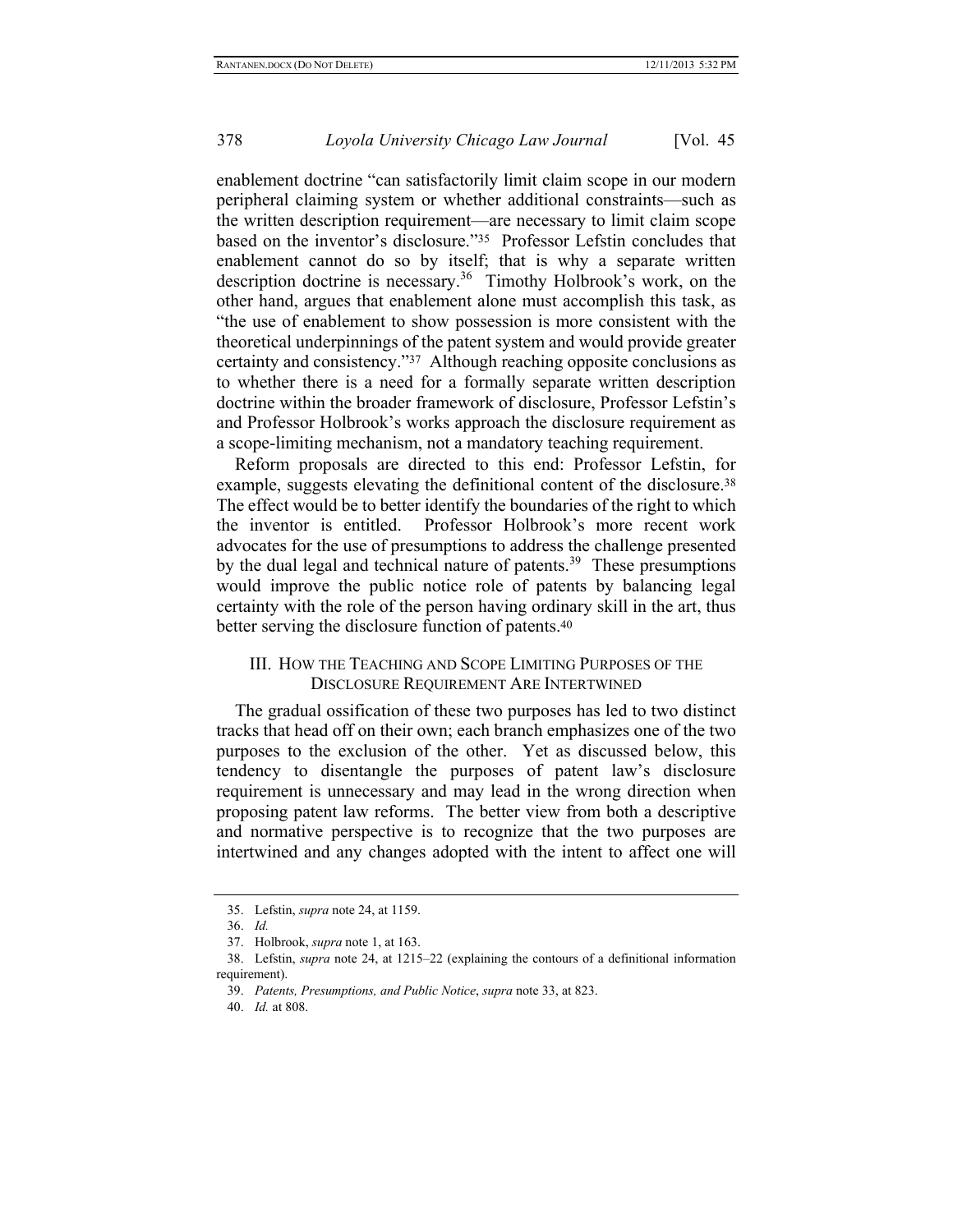enablement doctrine "can satisfactorily limit claim scope in our modern peripheral claiming system or whether additional constraints—such as the written description requirement—are necessary to limit claim scope based on the inventor's disclosure."[35] Professor Lefstin concludes that enablement cannot do so by itself; that is why a separate written description doctrine is necessary.[36] Timothy Holbrook's work, on the other hand, argues that enablement alone must accomplish this task, as "the use of enablement to show possession is more consistent with the theoretical underpinnings of the patent system and would provide greater certainty and consistency."[37] Although reaching opposite conclusions as to whether there is a need for a formally separate written description doctrine within the broader framework of disclosure, Professor Lefstin's and Professor Holbrook's works approach the disclosure requirement as a scope-limiting mechanism, not a mandatory teaching requirement.

Reform proposals are directed to this end: Professor Lefstin, for example, suggests elevating the definitional content of the disclosure.[38] The effect would be to better identify the boundaries of the right to which the inventor is entitled. Professor Holbrook's more recent work advocates for the use of presumptions to address the challenge presented by the dual legal and technical nature of patents.[39] These presumptions would improve the public notice role of patents by balancing legal certainty with the role of the person having ordinary skill in the art, thus better serving the disclosure function of patents.[40]

## III. How the Teaching and Scope Limiting Purposes of the Disclosure Requirement Are Intertwined

The gradual ossification of these two purposes has led to two distinct tracks that head off on their own; each branch emphasizes one of the two purposes to the exclusion of the other. Yet as discussed below, this tendency to disentangle the purposes of patent law's disclosure requirement is unnecessary and may lead in the wrong direction when proposing patent law reforms. The better view from both a descriptive and normative perspective is to recognize that the two purposes are intertwined and any changes adopted with the intent to affect one will

---

35. Lefstin, *supra* note 24, at 1159.

36. *Id.*

37. Holbrook, *supra* note 1, at 163.

38. Lefstin, *supra* note 24, at 1215–22 (explaining the contours of a definitional information requirement).

39. *Patents, Presumptions, and Public Notice*, *supra* note 33, at 823.

40. *Id.* at 808.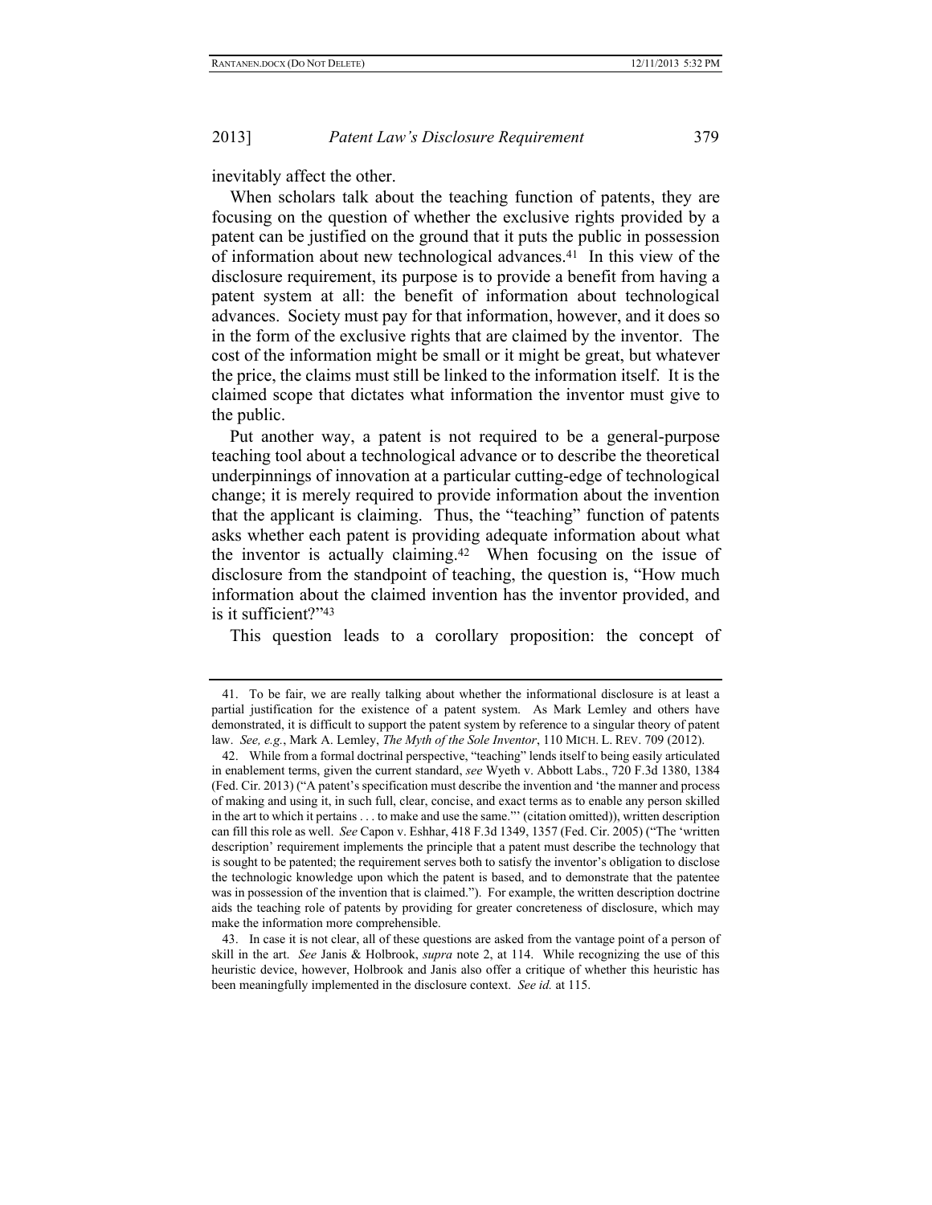inevitably affect the other.

When scholars talk about the teaching function of patents, they are focusing on the question of whether the exclusive rights provided by a patent can be justified on the ground that it puts the public in possession of information about new technological advances.[41] In this view of the disclosure requirement, its purpose is to provide a benefit from having a patent system at all: the benefit of information about technological advances. Society must pay for that information, however, and it does so in the form of the exclusive rights that are claimed by the inventor. The cost of the information might be small or it might be great, but whatever the price, the claims must still be linked to the information itself. It is the claimed scope that dictates what information the inventor must give to the public.

Put another way, a patent is not required to be a general-purpose teaching tool about a technological advance or to describe the theoretical underpinnings of innovation at a particular cutting-edge of technological change; it is merely required to provide information about the invention that the applicant is claiming. Thus, the "teaching" function of patents asks whether each patent is providing adequate information about what the inventor is actually claiming.[42] When focusing on the issue of disclosure from the standpoint of teaching, the question is, "How much information about the claimed invention has the inventor provided, and is it sufficient?"[43]

This question leads to a corollary proposition: the concept of

---

41. To be fair, we are really talking about whether the informational disclosure is at least a partial justification for the existence of a patent system. As Mark Lemley and others have demonstrated, it is difficult to support the patent system by reference to a singular theory of patent law. *See, e.g.*, Mark A. Lemley, *The Myth of the Sole Inventor*, 110 MICH. L. REV. 709 (2012).

42. While from a formal doctrinal perspective, "teaching" lends itself to being easily articulated in enablement terms, given the current standard, *see* Wyeth v. Abbott Labs., 720 F.3d 1380, 1384 (Fed. Cir. 2013) ("A patent's specification must describe the invention and 'the manner and process of making and using it, in such full, clear, concise, and exact terms as to enable any person skilled in the art to which it pertains . . . to make and use the same."' (citation omitted)), written description can fill this role as well. *See* Capon v. Eshhar, 418 F.3d 1349, 1357 (Fed. Cir. 2005) ("The 'written description' requirement implements the principle that a patent must describe the technology that is sought to be patented; the requirement serves both to satisfy the inventor's obligation to disclose the technologic knowledge upon which the patent is based, and to demonstrate that the patentee was in possession of the invention that is claimed."). For example, the written description doctrine aids the teaching role of patents by providing for greater concreteness of disclosure, which may make the information more comprehensible.

43. In case it is not clear, all of these questions are asked from the vantage point of a person of skill in the art. *See* Janis & Holbrook, *supra* note 2, at 114. While recognizing the use of this heuristic device, however, Holbrook and Janis also offer a critique of whether this heuristic has been meaningfully implemented in the disclosure context. *See id.* at 115.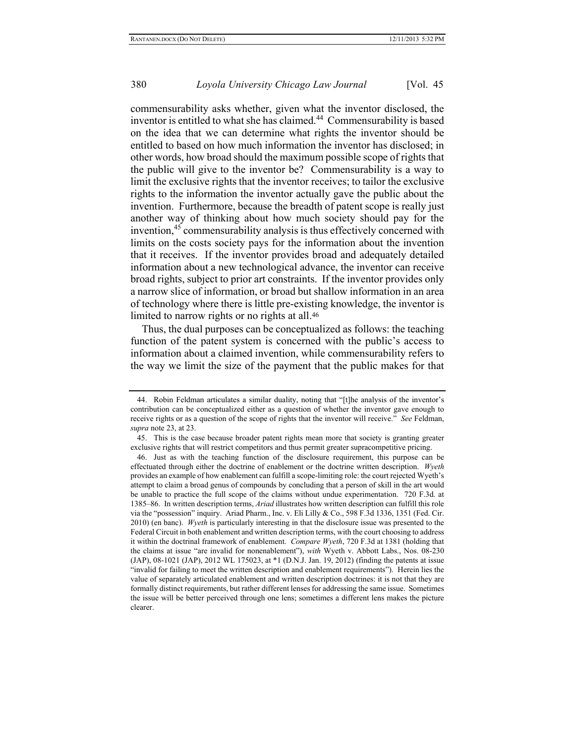commensurability asks whether, given what the inventor disclosed, the inventor is entitled to what she has claimed.[44] Commensurability is based on the idea that we can determine what rights the inventor should be entitled to based on how much information the inventor has disclosed; in other words, how broad should the maximum possible scope of rights that the public will give to the inventor be? Commensurability is a way to limit the exclusive rights that the inventor receives; to tailor the exclusive rights to the information the inventor actually gave the public about the invention. Furthermore, because the breadth of patent scope is really just another way of thinking about how much society should pay for the invention,[45] commensurability analysis is thus effectively concerned with limits on the costs society pays for the information about the invention that it receives. If the inventor provides broad and adequately detailed information about a new technological advance, the inventor can receive broad rights, subject to prior art constraints. If the inventor provides only a narrow slice of information, or broad but shallow information in an area of technology where there is little pre-existing knowledge, the inventor is limited to narrow rights or no rights at all.[46]

Thus, the dual purposes can be conceptualized as follows: the teaching function of the patent system is concerned with the public's access to information about a claimed invention, while commensurability refers to the way we limit the size of the payment that the public makes for that

---

44. Robin Feldman articulates a similar duality, noting that "[t]he analysis of the inventor's contribution can be conceptualized either as a question of whether the inventor gave enough to receive rights or as a question of the scope of rights that the inventor will receive." *See* Feldman, *supra* note 23, at 23.

45. This is the case because broader patent rights mean more that society is granting greater exclusive rights that will restrict competitors and thus permit greater supracompetitive pricing.

46. Just as with the teaching function of the disclosure requirement, this purpose can be effectuated through either the doctrine of enablement or the doctrine written description. *Wyeth* provides an example of how enablement can fulfill a scope-limiting role: the court rejected Wyeth's attempt to claim a broad genus of compounds by concluding that a person of skill in the art would be unable to practice the full scope of the claims without undue experimentation. 720 F.3d. at 1385–86. In written description terms, *Ariad* illustrates how written description can fulfill this role via the "possession" inquiry. Ariad Pharm., Inc. v. Eli Lilly & Co., 598 F.3d 1336, 1351 (Fed. Cir. 2010) (en banc). *Wyeth* is particularly interesting in that the disclosure issue was presented to the Federal Circuit in both enablement and written description terms, with the court choosing to address it within the doctrinal framework of enablement. *Compare Wyeth*, 720 F.3d at 1381 (holding that the claims at issue "are invalid for nonenablement"), *with* Wyeth v. Abbott Labs., Nos. 08-230 (JAP), 08-1021 (JAP), 2012 WL 175023, at \*1 (D.N.J. Jan. 19, 2012) (finding the patents at issue "invalid for failing to meet the written description and enablement requirements"). Herein lies the value of separately articulated enablement and written description doctrines: it is not that they are formally distinct requirements, but rather different lenses for addressing the same issue. Sometimes the issue will be better perceived through one lens; sometimes a different lens makes the picture clearer.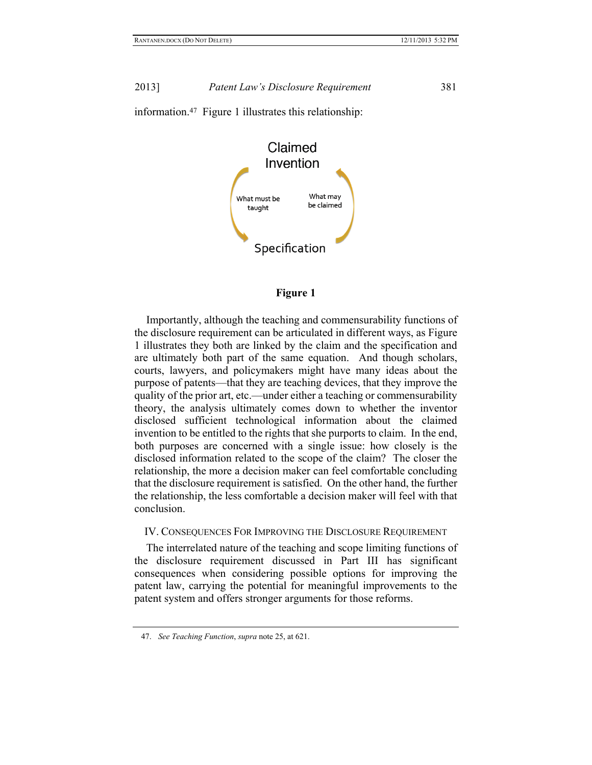information.[47] Figure 1 illustrates this relationship:

Claimed Invention

What must be taught

What may be claimed

Specification

**Figure 1**

Importantly, although the teaching and commensurability functions of the disclosure requirement can be articulated in different ways, as Figure 1 illustrates they both are linked by the claim and the specification and are ultimately both part of the same equation. And though scholars, courts, lawyers, and policymakers might have many ideas about the purpose of patents—that they are teaching devices, that they improve the quality of the prior art, etc.—under either a teaching or commensurability theory, the analysis ultimately comes down to whether the inventor disclosed sufficient technological information about the claimed invention to be entitled to the rights that she purports to claim. In the end, both purposes are concerned with a single issue: how closely is the disclosed information related to the scope of the claim? The closer the relationship, the more a decision maker can feel comfortable concluding that the disclosure requirement is satisfied. On the other hand, the further the relationship, the less comfortable a decision maker will feel with that conclusion.

## IV. Consequences For Improving the Disclosure Requirement

The interrelated nature of the teaching and scope limiting functions of the disclosure requirement discussed in Part III has significant consequences when considering possible options for improving the patent law, carrying the potential for meaningful improvements to the patent system and offers stronger arguments for those reforms.

---

47. *See Teaching Function*, *supra* note 25, at 621.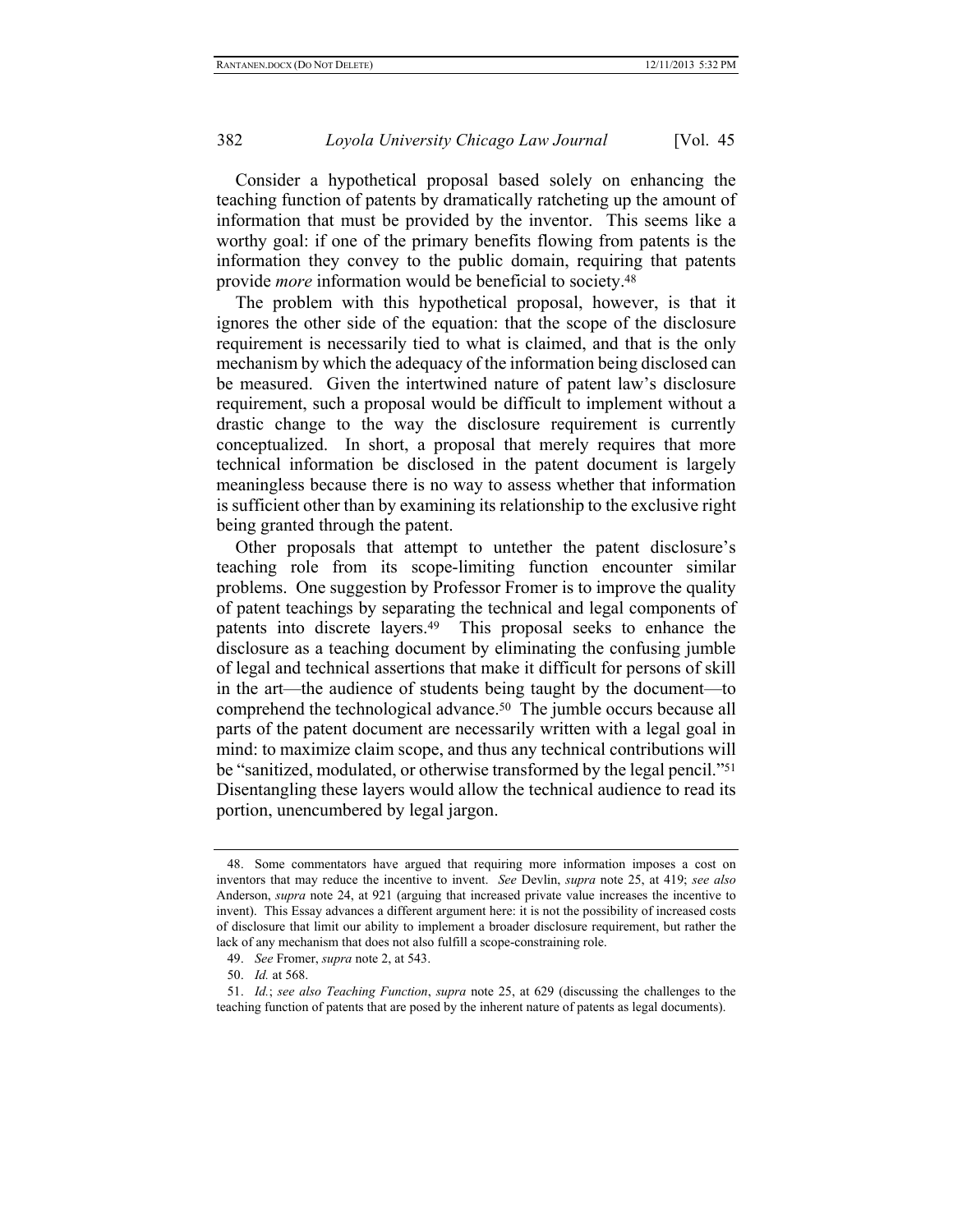Consider a hypothetical proposal based solely on enhancing the teaching function of patents by dramatically ratcheting up the amount of information that must be provided by the inventor. This seems like a worthy goal: if one of the primary benefits flowing from patents is the information they convey to the public domain, requiring that patents provide *more* information would be beneficial to society.[48]

The problem with this hypothetical proposal, however, is that it ignores the other side of the equation: that the scope of the disclosure requirement is necessarily tied to what is claimed, and that is the only mechanism by which the adequacy of the information being disclosed can be measured. Given the intertwined nature of patent law's disclosure requirement, such a proposal would be difficult to implement without a drastic change to the way the disclosure requirement is currently conceptualized. In short, a proposal that merely requires that more technical information be disclosed in the patent document is largely meaningless because there is no way to assess whether that information is sufficient other than by examining its relationship to the exclusive right being granted through the patent.

Other proposals that attempt to untether the patent disclosure's teaching role from its scope-limiting function encounter similar problems. One suggestion by Professor Fromer is to improve the quality of patent teachings by separating the technical and legal components of patents into discrete layers.[49] This proposal seeks to enhance the disclosure as a teaching document by eliminating the confusing jumble of legal and technical assertions that make it difficult for persons of skill in the art—the audience of students being taught by the document—to comprehend the technological advance.[50] The jumble occurs because all parts of the patent document are necessarily written with a legal goal in mind: to maximize claim scope, and thus any technical contributions will be "sanitized, modulated, or otherwise transformed by the legal pencil."[51] Disentangling these layers would allow the technical audience to read its portion, unencumbered by legal jargon.

---

48. Some commentators have argued that requiring more information imposes a cost on inventors that may reduce the incentive to invent. *See* Devlin, *supra* note 25, at 419; *see also* Anderson, *supra* note 24, at 921 (arguing that increased private value increases the incentive to invent). This Essay advances a different argument here: it is not the possibility of increased costs of disclosure that limit our ability to implement a broader disclosure requirement, but rather the lack of any mechanism that does not also fulfill a scope-constraining role.

49. *See* Fromer, *supra* note 2, at 543.

50. *Id.* at 568.

51. *Id.*; *see also Teaching Function*, *supra* note 25, at 629 (discussing the challenges to the teaching function of patents that are posed by the inherent nature of patents as legal documents).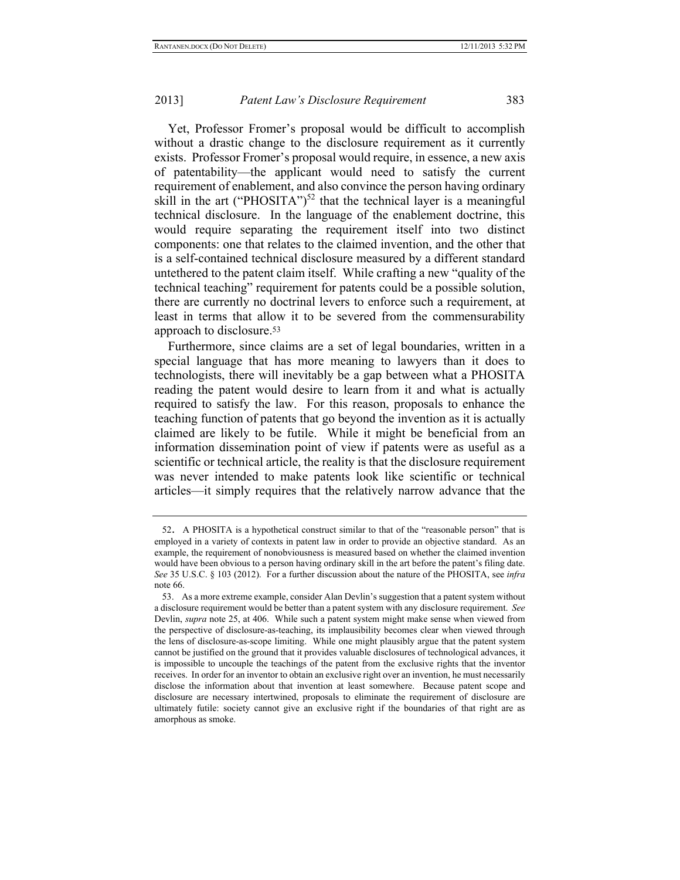Yet, Professor Fromer's proposal would be difficult to accomplish without a drastic change to the disclosure requirement as it currently exists. Professor Fromer's proposal would require, in essence, a new axis of patentability—the applicant would need to satisfy the current requirement of enablement, and also convince the person having ordinary skill in the art ("PHOSITA")[52] that the technical layer is a meaningful technical disclosure. In the language of the enablement doctrine, this would require separating the requirement itself into two distinct components: one that relates to the claimed invention, and the other that is a self-contained technical disclosure measured by a different standard untethered to the patent claim itself. While crafting a new "quality of the technical teaching" requirement for patents could be a possible solution, there are currently no doctrinal levers to enforce such a requirement, at least in terms that allow it to be severed from the commensurability approach to disclosure.[53]

Furthermore, since claims are a set of legal boundaries, written in a special language that has more meaning to lawyers than it does to technologists, there will inevitably be a gap between what a PHOSITA reading the patent would desire to learn from it and what is actually required to satisfy the law. For this reason, proposals to enhance the teaching function of patents that go beyond the invention as it is actually claimed are likely to be futile. While it might be beneficial from an information dissemination point of view if patents were as useful as a scientific or technical article, the reality is that the disclosure requirement was never intended to make patents look like scientific or technical articles—it simply requires that the relatively narrow advance that the

---

52. A PHOSITA is a hypothetical construct similar to that of the "reasonable person" that is employed in a variety of contexts in patent law in order to provide an objective standard. As an example, the requirement of nonobviousness is measured based on whether the claimed invention would have been obvious to a person having ordinary skill in the art before the patent's filing date. *See* 35 U.S.C. § 103 (2012). For a further discussion about the nature of the PHOSITA, see *infra* note 66.

53. As a more extreme example, consider Alan Devlin's suggestion that a patent system without a disclosure requirement would be better than a patent system with any disclosure requirement. *See* Devlin, *supra* note 25, at 406. While such a patent system might make sense when viewed from the perspective of disclosure-as-teaching, its implausibility becomes clear when viewed through the lens of disclosure-as-scope limiting. While one might plausibly argue that the patent system cannot be justified on the ground that it provides valuable disclosures of technological advances, it is impossible to uncouple the teachings of the patent from the exclusive rights that the inventor receives. In order for an inventor to obtain an exclusive right over an invention, he must necessarily disclose the information about that invention at least somewhere. Because patent scope and disclosure are necessary intertwined, proposals to eliminate the requirement of disclosure are ultimately futile: society cannot give an exclusive right if the boundaries of that right are as amorphous as smoke.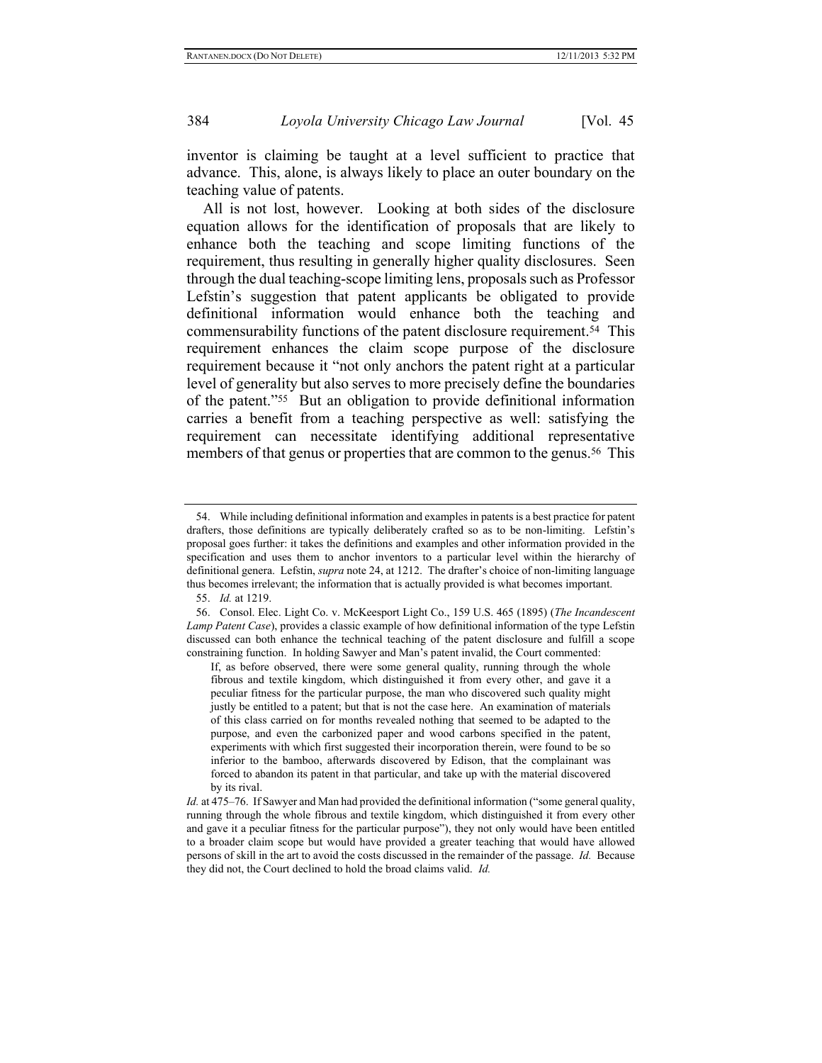inventor is claiming be taught at a level sufficient to practice that advance. This, alone, is always likely to place an outer boundary on the teaching value of patents.

All is not lost, however. Looking at both sides of the disclosure equation allows for the identification of proposals that are likely to enhance both the teaching and scope limiting functions of the requirement, thus resulting in generally higher quality disclosures. Seen through the dual teaching-scope limiting lens, proposals such as Professor Lefstin's suggestion that patent applicants be obligated to provide definitional information would enhance both the teaching and commensurability functions of the patent disclosure requirement.[54] This requirement enhances the claim scope purpose of the disclosure requirement because it "not only anchors the patent right at a particular level of generality but also serves to more precisely define the boundaries of the patent."[55] But an obligation to provide definitional information carries a benefit from a teaching perspective as well: satisfying the requirement can necessitate identifying additional representative members of that genus or properties that are common to the genus.[56] This

---

54. While including definitional information and examples in patents is a best practice for patent drafters, those definitions are typically deliberately crafted so as to be non-limiting. Lefstin's proposal goes further: it takes the definitions and examples and other information provided in the specification and uses them to anchor inventors to a particular level within the hierarchy of definitional genera. Lefstin, *supra* note 24, at 1212. The drafter's choice of non-limiting language thus becomes irrelevant; the information that is actually provided is what becomes important.

55. *Id.* at 1219.

56. Consol. Elec. Light Co. v. McKeesport Light Co., 159 U.S. 465 (1895) (*The Incandescent Lamp Patent Case*), provides a classic example of how definitional information of the type Lefstin discussed can both enhance the technical teaching of the patent disclosure and fulfill a scope constraining function. In holding Sawyer and Man's patent invalid, the Court commented:

> If, as before observed, there were some general quality, running through the whole fibrous and textile kingdom, which distinguished it from every other, and gave it a peculiar fitness for the particular purpose, the man who discovered such quality might justly be entitled to a patent; but that is not the case here. An examination of materials of this class carried on for months revealed nothing that seemed to be adapted to the purpose, and even the carbonized paper and wood carbons specified in the patent, experiments with which first suggested their incorporation therein, were found to be so inferior to the bamboo, afterwards discovered by Edison, that the complainant was forced to abandon its patent in that particular, and take up with the material discovered by its rival.

*Id.* at 475–76. If Sawyer and Man had provided the definitional information ("some general quality, running through the whole fibrous and textile kingdom, which distinguished it from every other and gave it a peculiar fitness for the particular purpose"), they not only would have been entitled to a broader claim scope but would have provided a greater teaching that would have allowed persons of skill in the art to avoid the costs discussed in the remainder of the passage. *Id.* Because they did not, the Court declined to hold the broad claims valid. *Id.*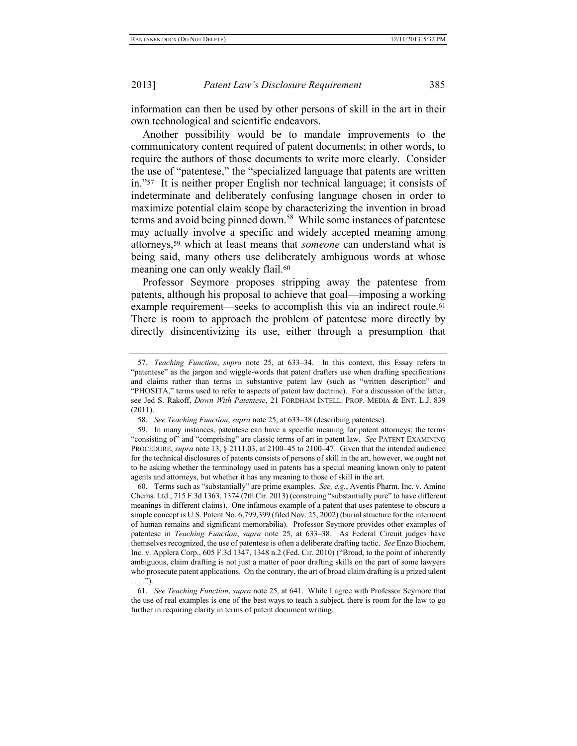information can then be used by other persons of skill in the art in their own technological and scientific endeavors.

Another possibility would be to mandate improvements to the communicatory content required of patent documents; in other words, to require the authors of those documents to write more clearly. Consider the use of "patentese," the "specialized language that patents are written in."[57] It is neither proper English nor technical language; it consists of indeterminate and deliberately confusing language chosen in order to maximize potential claim scope by characterizing the invention in broad terms and avoid being pinned down.[58] While some instances of patentese may actually involve a specific and widely accepted meaning among attorneys,[59] which at least means that *someone* can understand what is being said, many others use deliberately ambiguous words at whose meaning one can only weakly flail.[60]

Professor Seymore proposes stripping away the patentese from patents, although his proposal to achieve that goal—imposing a working example requirement—seeks to accomplish this via an indirect route.[61] There is room to approach the problem of patentese more directly by directly disincentivizing its use, either through a presumption that

---

57. *Teaching Function*, *supra* note 25, at 633–34. In this context, this Essay refers to "patentese" as the jargon and wiggle-words that patent drafters use when drafting specifications and claims rather than terms in substantive patent law (such as "written description" and "PHOSITA," terms used to refer to aspects of patent law doctrine). For a discussion of the latter, see Jed S. Rakoff, *Down With Patentese*, 21 FORDHAM INTELL. PROP. MEDIA & ENT. L.J. 839 (2011).

58. *See Teaching Function*, *supra* note 25, at 633–38 (describing patentese).

59. In many instances, patentese can have a specific meaning for patent attorneys; the terms "consisting of" and "comprising" are classic terms of art in patent law. *See* PATENT EXAMINING PROCEDURE, *supra* note 13, § 2111.03, at 2100–45 to 2100–47. Given that the intended audience for the technical disclosures of patents consists of persons of skill in the art, however, we ought not to be asking whether the terminology used in patents has a special meaning known only to patent agents and attorneys, but whether it has any meaning to those of skill in the art.

60. Terms such as "substantially" are prime examples. *See, e.g.*, Aventis Pharm. Inc. v. Amino Chems. Ltd., 715 F.3d 1363, 1374 (7th Cir. 2013) (construing "substantially pure" to have different meanings in different claims). One infamous example of a patent that uses patentese to obscure a simple concept is U.S. Patent No. 6,799,399 (filed Nov. 25, 2002) (burial structure for the interment of human remains and significant memorabilia). Professor Seymore provides other examples of patentese in *Teaching Function*, *supra* note 25, at 633–38. As Federal Circuit judges have themselves recognized, the use of patentese is often a deliberate drafting tactic. *See* Enzo Biochem, Inc. v. Applera Corp., 605 F.3d 1347, 1348 n.2 (Fed. Cir. 2010) ("Broad, to the point of inherently ambiguous, claim drafting is not just a matter of poor drafting skills on the part of some lawyers who prosecute patent applications. On the contrary, the art of broad claim drafting is a prized talent . . . .").

61. *See Teaching Function*, *supra* note 25, at 641. While I agree with Professor Seymore that the use of real examples is one of the best ways to teach a subject, there is room for the law to go further in requiring clarity in terms of patent document writing.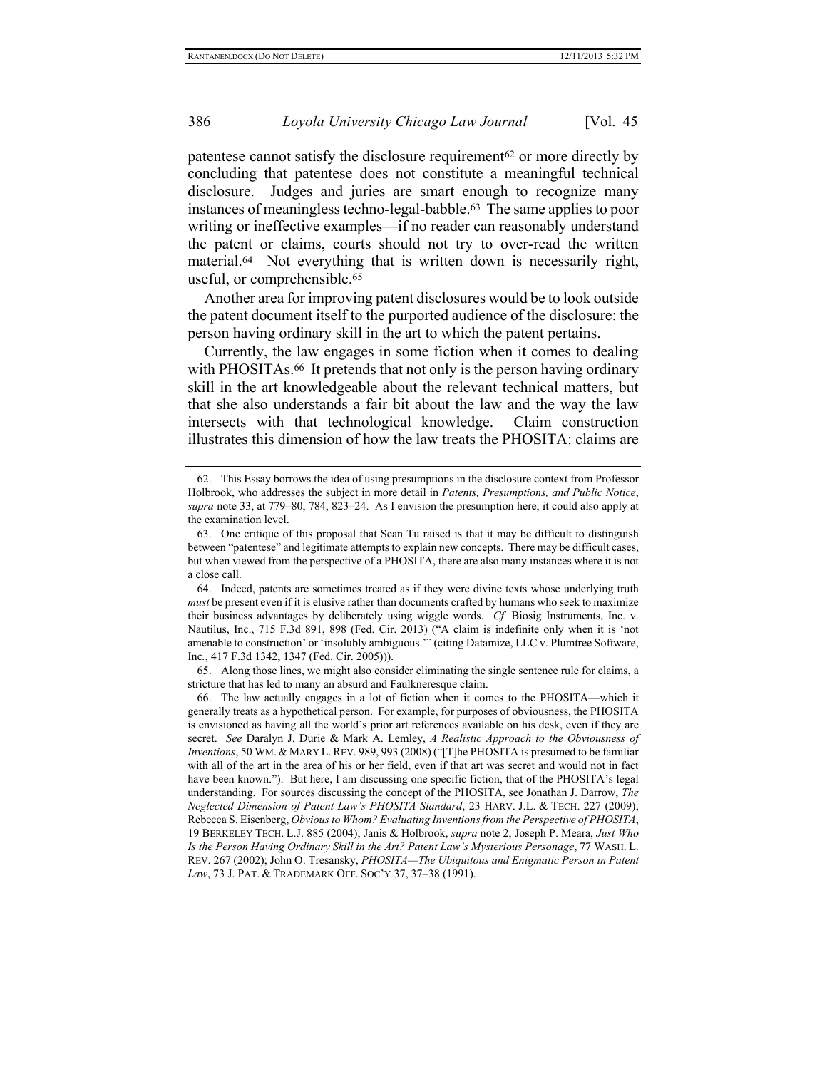patentese cannot satisfy the disclosure requirement[62] or more directly by concluding that patentese does not constitute a meaningful technical disclosure. Judges and juries are smart enough to recognize many instances of meaningless techno-legal-babble.[63] The same applies to poor writing or ineffective examples—if no reader can reasonably understand the patent or claims, courts should not try to over-read the written material.[64] Not everything that is written down is necessarily right, useful, or comprehensible.[65]

Another area for improving patent disclosures would be to look outside the patent document itself to the purported audience of the disclosure: the person having ordinary skill in the art to which the patent pertains.

Currently, the law engages in some fiction when it comes to dealing with PHOSITAs.[66] It pretends that not only is the person having ordinary skill in the art knowledgeable about the relevant technical matters, but that she also understands a fair bit about the law and the way the law intersects with that technological knowledge. Claim construction illustrates this dimension of how the law treats the PHOSITA: claims are

---

62. This Essay borrows the idea of using presumptions in the disclosure context from Professor Holbrook, who addresses the subject in more detail in *Patents, Presumptions, and Public Notice*, *supra* note 33, at 779–80, 784, 823–24. As I envision the presumption here, it could also apply at the examination level.

63. One critique of this proposal that Sean Tu raised is that it may be difficult to distinguish between "patentese" and legitimate attempts to explain new concepts. There may be difficult cases, but when viewed from the perspective of a PHOSITA, there are also many instances where it is not a close call.

64. Indeed, patents are sometimes treated as if they were divine texts whose underlying truth *must* be present even if it is elusive rather than documents crafted by humans who seek to maximize their business advantages by deliberately using wiggle words. *Cf.* Biosig Instruments, Inc. v. Nautilus, Inc., 715 F.3d 891, 898 (Fed. Cir. 2013) ("A claim is indefinite only when it is 'not amenable to construction' or 'insolubly ambiguous.'" (citing Datamize, LLC v. Plumtree Software, Inc., 417 F.3d 1342, 1347 (Fed. Cir. 2005))).

65. Along those lines, we might also consider eliminating the single sentence rule for claims, a stricture that has led to many an absurd and Faulkneresque claim.

66. The law actually engages in a lot of fiction when it comes to the PHOSITA—which it generally treats as a hypothetical person. For example, for purposes of obviousness, the PHOSITA is envisioned as having all the world's prior art references available on his desk, even if they are secret. *See* Daralyn J. Durie & Mark A. Lemley, *A Realistic Approach to the Obviousness of Inventions*, 50 WM. & MARY L. REV. 989, 993 (2008) ("[T]he PHOSITA is presumed to be familiar with all of the art in the area of his or her field, even if that art was secret and would not in fact have been known."). But here, I am discussing one specific fiction, that of the PHOSITA's legal understanding. For sources discussing the concept of the PHOSITA, see Jonathan J. Darrow, *The Neglected Dimension of Patent Law's PHOSITA Standard*, 23 HARV. J.L. & TECH. 227 (2009); Rebecca S. Eisenberg, *Obvious to Whom? Evaluating Inventions from the Perspective of PHOSITA*, 19 BERKELEY TECH. L.J. 885 (2004); Janis & Holbrook, *supra* note 2; Joseph P. Meara, *Just Who Is the Person Having Ordinary Skill in the Art? Patent Law's Mysterious Personage*, 77 WASH. L. REV. 267 (2002); John O. Tresansky, *PHOSITA—The Ubiquitous and Enigmatic Person in Patent Law*, 73 J. PAT. & TRADEMARK OFF. SOC'Y 37, 37–38 (1991).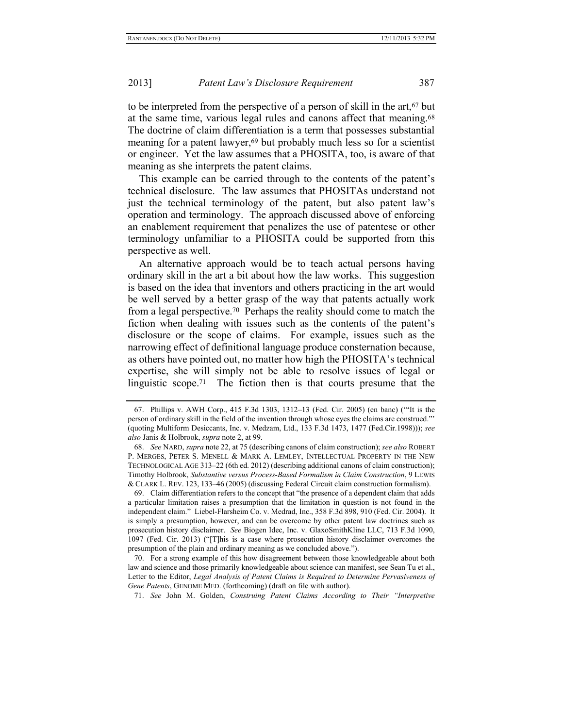to be interpreted from the perspective of a person of skill in the art,[67] but at the same time, various legal rules and canons affect that meaning.[68] The doctrine of claim differentiation is a term that possesses substantial meaning for a patent lawyer,[69] but probably much less so for a scientist or engineer. Yet the law assumes that a PHOSITA, too, is aware of that meaning as she interprets the patent claims.

This example can be carried through to the contents of the patent's technical disclosure. The law assumes that PHOSITAs understand not just the technical terminology of the patent, but also patent law's operation and terminology. The approach discussed above of enforcing an enablement requirement that penalizes the use of patentese or other terminology unfamiliar to a PHOSITA could be supported from this perspective as well.

An alternative approach would be to teach actual persons having ordinary skill in the art a bit about how the law works. This suggestion is based on the idea that inventors and others practicing in the art would be well served by a better grasp of the way that patents actually work from a legal perspective.[70] Perhaps the reality should come to match the fiction when dealing with issues such as the contents of the patent's disclosure or the scope of claims. For example, issues such as the narrowing effect of definitional language produce consternation because, as others have pointed out, no matter how high the PHOSITA's technical expertise, she will simply not be able to resolve issues of legal or linguistic scope.[71] The fiction then is that courts presume that the

---

67. Phillips v. AWH Corp., 415 F.3d 1303, 1312–13 (Fed. Cir. 2005) (en banc) ('"It is the person of ordinary skill in the field of the invention through whose eyes the claims are construed."' (quoting Multiform Desiccants, Inc. v. Medzam, Ltd., 133 F.3d 1473, 1477 (Fed.Cir.1998))); *see also* Janis & Holbrook, *supra* note 2, at 99.

68. *See* NARD, *supra* note 22, at 75 (describing canons of claim construction); *see also* ROBERT P. MERGES, PETER S. MENELL & MARK A. LEMLEY, INTELLECTUAL PROPERTY IN THE NEW TECHNOLOGICAL AGE 313–22 (6th ed. 2012) (describing additional canons of claim construction); Timothy Holbrook, *Substantive versus Process-Based Formalism in Claim Construction*, 9 LEWIS & CLARK L. REV. 123, 133–46 (2005) (discussing Federal Circuit claim construction formalism).

69. Claim differentiation refers to the concept that "the presence of a dependent claim that adds a particular limitation raises a presumption that the limitation in question is not found in the independent claim." Liebel-Flarsheim Co. v. Medrad, Inc., 358 F.3d 898, 910 (Fed. Cir. 2004). It is simply a presumption, however, and can be overcome by other patent law doctrines such as prosecution history disclaimer. *See* Biogen Idec, Inc. v. GlaxoSmithKline LLC, 713 F.3d 1090, 1097 (Fed. Cir. 2013) ("[T]his is a case where prosecution history disclaimer overcomes the presumption of the plain and ordinary meaning as we concluded above.").

70. For a strong example of this how disagreement between those knowledgeable about both law and science and those primarily knowledgeable about science can manifest, see Sean Tu et al., Letter to the Editor, *Legal Analysis of Patent Claims is Required to Determine Pervasiveness of Gene Patents*, GENOME MED. (forthcoming) (draft on file with author).

71. *See* John M. Golden, *Construing Patent Claims According to Their "Interpretive*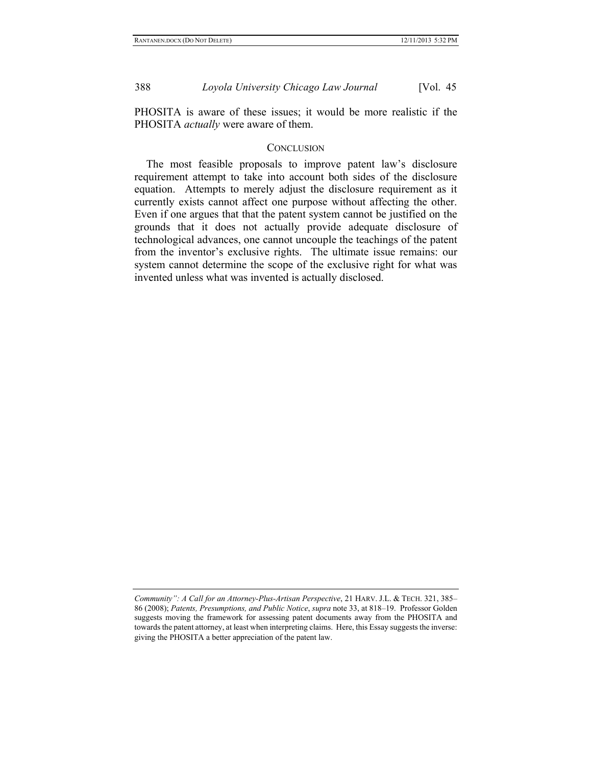PHOSITA is aware of these issues; it would be more realistic if the PHOSITA *actually* were aware of them.

## CONCLUSION

The most feasible proposals to improve patent law's disclosure requirement attempt to take into account both sides of the disclosure equation. Attempts to merely adjust the disclosure requirement as it currently exists cannot affect one purpose without affecting the other. Even if one argues that that the patent system cannot be justified on the grounds that it does not actually provide adequate disclosure of technological advances, one cannot uncouple the teachings of the patent from the inventor's exclusive rights. The ultimate issue remains: our system cannot determine the scope of the exclusive right for what was invented unless what was invented is actually disclosed.

---

*Community": A Call for an Attorney-Plus-Artisan Perspective*, 21 HARV. J.L. & TECH. 321, 385–86 (2008); *Patents, Presumptions, and Public Notice*, *supra* note 33, at 818–19. Professor Golden suggests moving the framework for assessing patent documents away from the PHOSITA and towards the patent attorney, at least when interpreting claims. Here, this Essay suggests the inverse: giving the PHOSITA a better appreciation of the patent law.